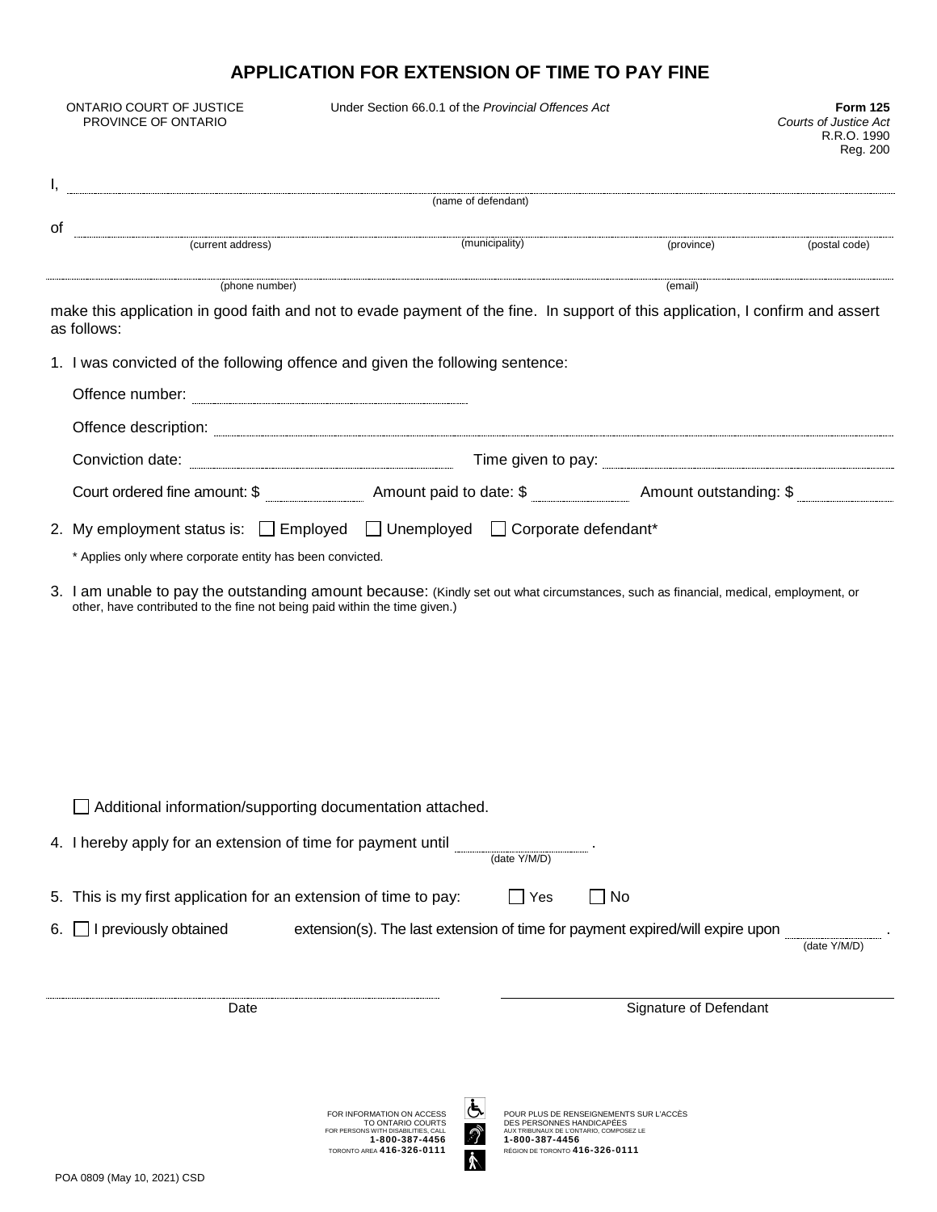# APPLICATION FOR EXTENSION OF TIME TO PAY FINE

ONTARIO COURT OF JUSTICE
PROVINCE OF ONTARIO

Under Section 66.0.1 of the *Provincial Offences Act*

**Form 125**
*Courts of Justice Act*
R.R.O. 1990
Reg. 200

I, ______________________________________________
(name of defendant)

of ______________________________________________
(current address) (municipality) (province) (postal code)

______________________________________________
(phone number) (email)

make this application in good faith and not to evade payment of the fine. In support of this application, I confirm and assert as follows:

1. I was convicted of the following offence and given the following sentence:

   Offence number: ____________________

   Offence description: ____________________

   Conviction date: ____________________ Time given to pay: ____________________

   Court ordered fine amount: $ __________ Amount paid to date: $ __________ Amount outstanding: $ __________

2. My employment status is: ☐ Employed ☐ Unemployed ☐ Corporate defendant*

   \* Applies only where corporate entity has been convicted.

3. I am unable to pay the outstanding amount because: (Kindly set out what circumstances, such as financial, medical, employment, or other, have contributed to the fine not being paid within the time given.)

   ☐ Additional information/supporting documentation attached.

4. I hereby apply for an extension of time for payment until __________ .
   (date Y/M/D)

5. This is my first application for an extension of time to pay: ☐ Yes ☐ No

6. ☐ I previously obtained __________ extension(s). The last extension of time for payment expired/will expire upon __________ .
   (date Y/M/D)

______________________ ______________________
Date Signature of Defendant

FOR INFORMATION ON ACCESS TO ONTARIO COURTS FOR PERSONS WITH DISABILITIES, CALL **1-800-387-4456** TORONTO AREA **416-326-0111**

POUR PLUS DE RENSEIGNEMENTS SUR L'ACCÈS DES PERSONNES HANDICAPÉES AUX TRIBUNAUX DE L'ONTARIO, COMPOSEZ LE **1-800-387-4456** RÉGION DE TORONTO **416-326-0111**

POA 0809 (May 10, 2021) CSD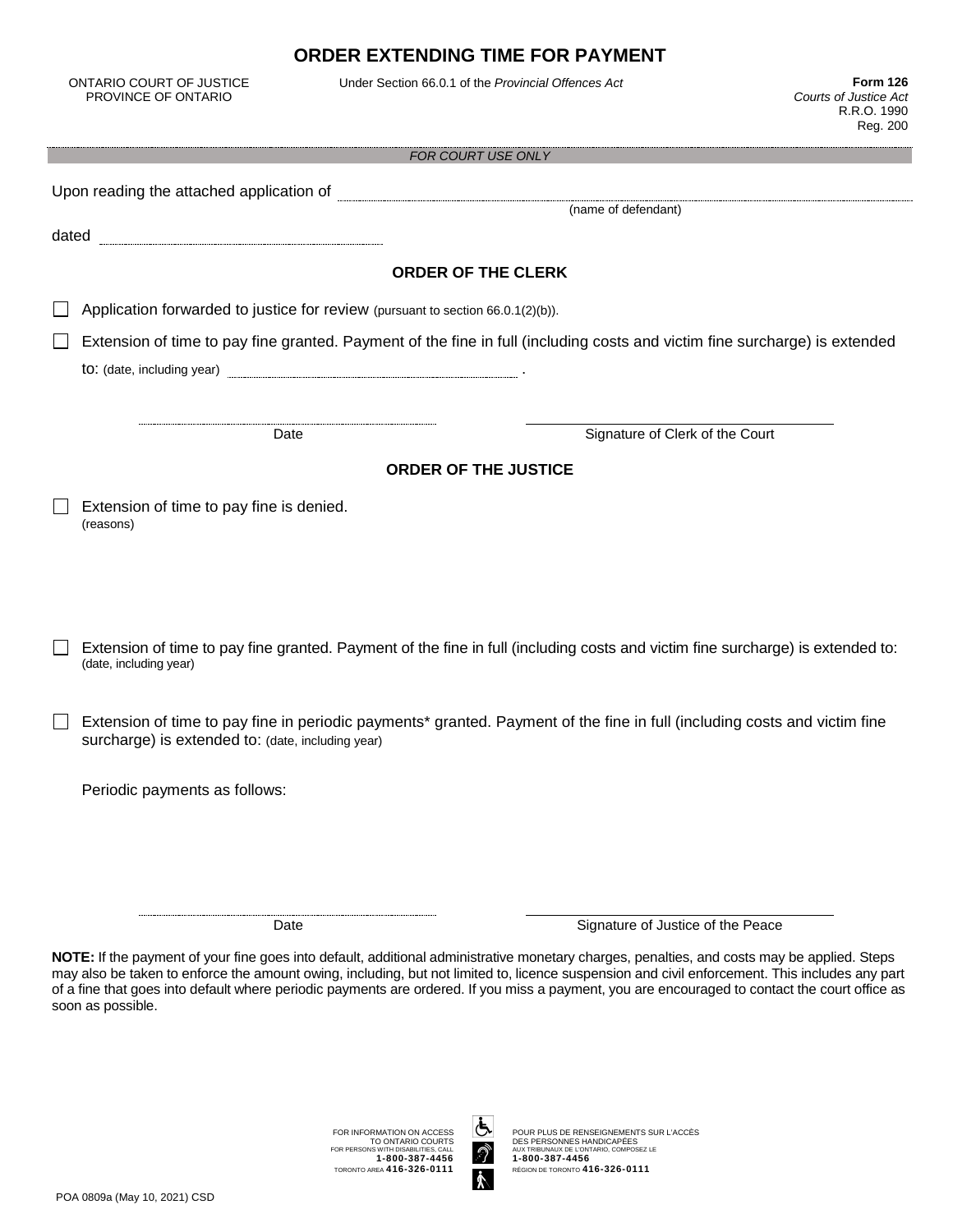# ORDER EXTENDING TIME FOR PAYMENT

ONTARIO COURT OF JUSTICE
PROVINCE OF ONTARIO

Under Section 66.0.1 of the *Provincial Offences Act*

**Form 126**
*Courts of Justice Act*
R.R.O. 1990
Reg. 200

*FOR COURT USE ONLY*

Upon reading the attached application of ______________________________
(name of defendant)

dated ______________________

## ORDER OF THE CLERK

☐ Application forwarded to justice for review (pursuant to section 66.0.1(2)(b)).

☐ Extension of time to pay fine granted. Payment of the fine in full (including costs and victim fine surcharge) is extended to: (date, including year) ______________________ .

______________________ Date

______________________ Signature of Clerk of the Court

## ORDER OF THE JUSTICE

☐ Extension of time to pay fine is denied.
(reasons)

☐ Extension of time to pay fine granted. Payment of the fine in full (including costs and victim fine surcharge) is extended to: (date, including year)

☐ Extension of time to pay fine in periodic payments* granted. Payment of the fine in full (including costs and victim fine surcharge) is extended to: (date, including year)

Periodic payments as follows:

______________________ Date

______________________ Signature of Justice of the Peace

**NOTE:** If the payment of your fine goes into default, additional administrative monetary charges, penalties, and costs may be applied. Steps may also be taken to enforce the amount owing, including, but not limited to, licence suspension and civil enforcement. This includes any part of a fine that goes into default where periodic payments are ordered. If you miss a payment, you are encouraged to contact the court office as soon as possible.

FOR INFORMATION ON ACCESS TO ONTARIO COURTS FOR PERSONS WITH DISABILITIES, CALL **1-800-387-4456** TORONTO AREA **416-326-0111**

POUR PLUS DE RENSEIGNEMENTS SUR L'ACCÈS DES PERSONNES HANDICAPÉES AUX TRIBUNAUX DE L'ONTARIO, COMPOSEZ LE **1-800-387-4456** RÉGION DE TORONTO **416-326-0111**

POA 0809a (May 10, 2021) CSD